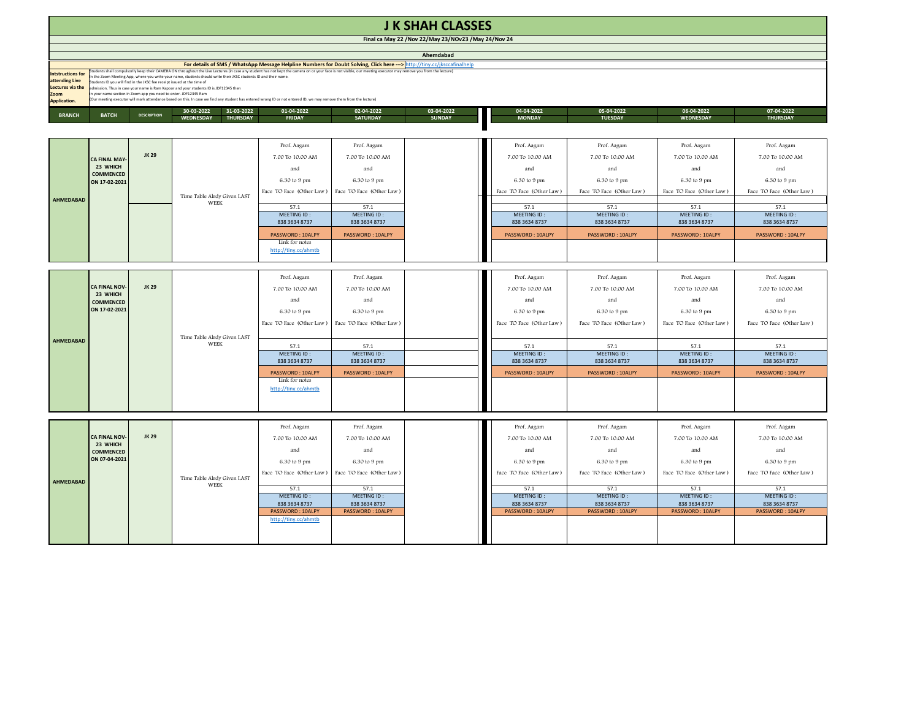# J K SHAH CLASSES

**Final ca May 22 /Nov 22/May 23/NOv23 /May 24/Nov 24**

**Ahemdabad**

**For details of SMS / WhatsApp Message Helpline Numbers for Doubt Solving, Click here ---> http://tiny.cc/jksccafinalhelp**

**Intstructions for attending Live Lectures via the Zoom Application.**

Students shall compulsorily keep their CAMERA ON throughout the Live Lectures (in case any student has not kept the camera on or your face is not visible, our meeting executor may remove you from the lecture)
In the Zoom Meeting App, where you write your name, students should write their JKSC students ID and their name.
Students ID you will find in the JKSC fee receipt issued at the time of admission. Thus in case your name is Ram Kapoor and your students ID is JDF12345 then in your name section in Zoom app you need to enter- JDF12345 Ram
(Our meeting executor will mark attendance based on this. In case we find any student has entered wrong ID or not entered ID, we may remove them from the lecture)

| BRANCH | BATCH | DESCRIPTION | 30-03-2022 WEDNESDAY | 31-03-2022 THURSDAY | 01-04-2022 FRIDAY | 02-04-2022 SATURDAY | 03-04-2022 SUNDAY | 04-04-2022 MONDAY | 05-04-2022 TUESDAY | 06-04-2022 WEDNESDAY | 07-04-2022 THURSDAY |
|---|---|---|---|---|---|---|---|---|---|---|---|
| AHMEDABAD | CA FINAL MAY-23 WHICH COMMENCED ON 17-02-2021 | JK 29 | Time Table Alrdy Given LAST WEEK | | Prof. Aagam 7.00 To 10.00 AM and 6.30 to 9 pm Face TO Face (Other Law ) 57.1 MEETING ID : 838 3634 8737 PASSWORD : 10ALPY Link for notes http://tiny.cc/ahmtb | Prof. Aagam 7.00 To 10.00 AM and 6.30 to 9 pm Face TO Face (Other Law ) 57.1 MEETING ID : 838 3634 8737 PASSWORD : 10ALPY | | Prof. Aagam 7.00 To 10.00 AM and 6.30 to 9 pm Face TO Face (Other Law ) 57.1 MEETING ID : 838 3634 8737 PASSWORD : 10ALPY | Prof. Aagam 7.00 To 10.00 AM and 6.30 to 9 pm Face TO Face (Other Law ) 57.1 MEETING ID : 838 3634 8737 PASSWORD : 10ALPY | Prof. Aagam 7.00 To 10.00 AM and 6.30 to 9 pm Face TO Face (Other Law ) 57.1 MEETING ID : 838 3634 8737 PASSWORD : 10ALPY | Prof. Aagam 7.00 To 10.00 AM and 6.30 to 9 pm Face TO Face (Other Law ) 57.1 MEETING ID : 838 3634 8737 PASSWORD : 10ALPY |
| AHMEDABAD | CA FINAL NOV-23 WHICH COMMENCED ON 17-02-2021 | JK 29 | Time Table Alrdy Given LAST WEEK | | Prof. Aagam 7.00 To 10.00 AM and 6.30 to 9 pm Face TO Face (Other Law ) 57.1 MEETING ID : 838 3634 8737 PASSWORD : 10ALPY Link for notes http://tiny.cc/ahmtb | Prof. Aagam 7.00 To 10.00 AM and 6.30 to 9 pm Face TO Face (Other Law ) 57.1 MEETING ID : 838 3634 8737 PASSWORD : 10ALPY | | Prof. Aagam 7.00 To 10.00 AM and 6.30 to 9 pm Face TO Face (Other Law ) 57.1 MEETING ID : 838 3634 8737 PASSWORD : 10ALPY | Prof. Aagam 7.00 To 10.00 AM and 6.30 to 9 pm Face TO Face (Other Law ) 57.1 MEETING ID : 838 3634 8737 PASSWORD : 10ALPY | Prof. Aagam 7.00 To 10.00 AM and 6.30 to 9 pm Face TO Face (Other Law ) 57.1 MEETING ID : 838 3634 8737 PASSWORD : 10ALPY | Prof. Aagam 7.00 To 10.00 AM and 6.30 to 9 pm Face TO Face (Other Law ) 57.1 MEETING ID : 838 3634 8737 PASSWORD : 10ALPY |
| AHMEDABAD | CA FINAL NOV-23 WHICH COMMENCED ON 07-04-2021 | JK 29 | Time Table Alrdy Given LAST WEEK | | Prof. Aagam 7.00 To 10.00 AM and 6.30 to 9 pm Face TO Face (Other Law ) 57.1 MEETING ID : 838 3634 8737 PASSWORD : 10ALPY http://tiny.cc/ahmtb | Prof. Aagam 7.00 To 10.00 AM and 6.30 to 9 pm Face TO Face (Other Law ) 57.1 MEETING ID : 838 3634 8737 PASSWORD : 10ALPY | | Prof. Aagam 7.00 To 10.00 AM and 6.30 to 9 pm Face TO Face (Other Law ) 57.1 MEETING ID : 838 3634 8737 PASSWORD : 10ALPY | Prof. Aagam 7.00 To 10.00 AM and 6.30 to 9 pm Face TO Face (Other Law ) 57.1 MEETING ID : 838 3634 8737 PASSWORD : 10ALPY | Prof. Aagam 7.00 To 10.00 AM and 6.30 to 9 pm Face TO Face (Other Law ) 57.1 MEETING ID : 838 3634 8737 PASSWORD : 10ALPY | Prof. Aagam 7.00 To 10.00 AM and 6.30 to 9 pm Face TO Face (Other Law ) 57.1 MEETING ID : 838 3634 8737 PASSWORD : 10ALPY |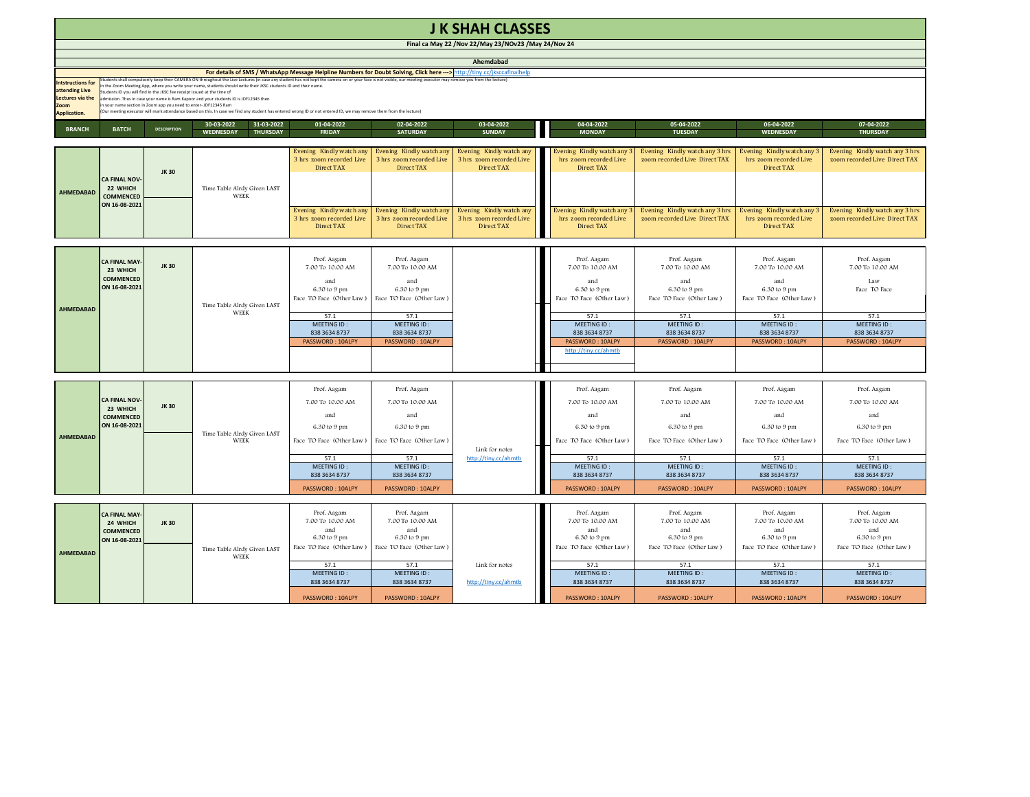# J K SHAH CLASSES

**Final ca May 22 /Nov 22/May 23/NOv23 /May 24/Nov 24**

**Ahemdabad**

**For details of SMS / WhatsApp Message Helpline Numbers for Doubt Solving, Click here --->** http://tiny.cc/jksccafinalhelp

**Intstructions for attending Live Lectures via the Zoom Application.**

Students shall compulsorily keep their CAMERA ON throughout the Live Lectures (in case any student has not kept the camera on or your face is not visible, our meeting executor may remove you from the lecture)
In the Zoom Meeting App, where you write your name, students should write their JKSC students ID and their name.
Students ID you will find in the JKSC fee receipt issued at the time of admission. Thus in case your name is Ram Kapoor and your students ID is JDF12345 then in your name section in Zoom app you need to enter- JDF12345 Ram
(Our meeting executor will mark attendance based on this. In case we find any student has entered wrong ID or not entered ID, we may remove them from the lecture)

| BRANCH | BATCH | DESCRIPTION | 30-03-2022 WEDNESDAY | 31-03-2022 THURSDAY | 01-04-2022 FRIDAY | 02-04-2022 SATURDAY | 03-04-2022 SUNDAY | 04-04-2022 MONDAY | 05-04-2022 TUESDAY | 06-04-2022 WEDNESDAY | 07-04-2022 THURSDAY |
|---|---|---|---|---|---|---|---|---|---|---|---|
| AHMEDABAD | CA FINAL NOV-22 WHICH COMMENCED ON 16-08-2021 | JK 30 | Time Table Alrdy Given LAST WEEK | | Evening Kindly watch any 3 hrs zoom recorded Live Direct TAX | Evening Kindly watch any 3 hrs zoom recorded Live Direct TAX | Evening Kindly watch any 3 hrs zoom recorded Live Direct TAX | Evening Kindly watch any 3 hrs zoom recorded Live Direct TAX | Evening Kindly watch any 3 hrs zoom recorded Live Direct TAX | Evening Kindly watch any 3 hrs zoom recorded Live Direct TAX | Evening Kindly watch any 3 hrs zoom recorded Live Direct TAX |
| | | | | | Evening Kindly watch any 3 hrs zoom recorded Live Direct TAX | Evening Kindly watch any 3 hrs zoom recorded Live Direct TAX | Evening Kindly watch any 3 hrs zoom recorded Live Direct TAX | Evening Kindly watch any 3 hrs zoom recorded Live Direct TAX | Evening Kindly watch any 3 hrs zoom recorded Live Direct TAX | Evening Kindly watch any 3 hrs zoom recorded Live Direct TAX | Evening Kindly watch any 3 hrs zoom recorded Live Direct TAX |
| AHMEDABAD | CA FINAL MAY-23 WHICH COMMENCED ON 16-08-2021 | JK 30 | Time Table Alrdy Given LAST WEEK | | Prof. Aagam 7.00 To 10.00 AM and 6.30 to 9 pm Face TO Face (Other Law) | Prof. Aagam 7.00 To 10.00 AM and 6.30 to 9 pm Face TO Face (Other Law) | | Prof. Aagam 7.00 To 10.00 AM and 6.30 to 9 pm Face TO Face (Other Law) | Prof. Aagam 7.00 To 10.00 AM and 6.30 to 9 pm Face TO Face (Other Law) | Prof. Aagam 7.00 To 10.00 AM and 6.30 to 9 pm Face TO Face (Other Law) | Prof. Aagam 7.00 To 10.00 AM Law Face TO Face |
| | | | | | 57.1 | 57.1 | | 57.1 | 57.1 | 57.1 | 57.1 |
| | | | | | MEETING ID : 838 3634 8737 | MEETING ID : 838 3634 8737 | | MEETING ID : 838 3634 8737 | MEETING ID : 838 3634 8737 | MEETING ID : 838 3634 8737 | MEETING ID : 838 3634 8737 |
| | | | | | PASSWORD : 10ALPY | PASSWORD : 10ALPY | | PASSWORD : 10ALPY | PASSWORD : 10ALPY | PASSWORD : 10ALPY | PASSWORD : 10ALPY |
| | | | | | | | | http://tiny.cc/ahmtb | | | |
| AHMEDABAD | CA FINAL NOV-23 WHICH COMMENCED ON 16-08-2021 | JK 30 | Time Table Alrdy Given LAST WEEK | | Prof. Aagam 7.00 To 10.00 AM and 6.30 to 9 pm Face TO Face (Other Law) | Prof. Aagam 7.00 To 10.00 AM and 6.30 to 9 pm Face TO Face (Other Law) | Link for notes http://tiny.cc/ahmtb | Prof. Aagam 7.00 To 10.00 AM and 6.30 to 9 pm Face TO Face (Other Law) | Prof. Aagam 7.00 To 10.00 AM and 6.30 to 9 pm Face TO Face (Other Law) | Prof. Aagam 7.00 To 10.00 AM and 6.30 to 9 pm Face TO Face (Other Law) | Prof. Aagam 7.00 To 10.00 AM and 6.30 to 9 pm Face TO Face (Other Law) |
| | | | | | 57.1 | 57.1 | | 57.1 | 57.1 | 57.1 | 57.1 |
| | | | | | MEETING ID : 838 3634 8737 | MEETING ID : 838 3634 8737 | | MEETING ID : 838 3634 8737 | MEETING ID : 838 3634 8737 | MEETING ID : 838 3634 8737 | MEETING ID : 838 3634 8737 |
| | | | | | PASSWORD : 10ALPY | PASSWORD : 10ALPY | | PASSWORD : 10ALPY | PASSWORD : 10ALPY | PASSWORD : 10ALPY | PASSWORD : 10ALPY |
| AHMEDABAD | CA FINAL MAY-24 WHICH COMMENCED ON 16-08-2021 | JK 30 | Time Table Alrdy Given LAST WEEK | | Prof. Aagam 7.00 To 10.00 AM and 6.30 to 9 pm Face TO Face (Other Law) | Prof. Aagam 7.00 To 10.00 AM and 6.30 to 9 pm Face TO Face (Other Law) | | Prof. Aagam 7.00 To 10.00 AM and 6.30 to 9 pm Face TO Face (Other Law) | Prof. Aagam 7.00 To 10.00 AM and 6.30 to 9 pm Face TO Face (Other Law) | Prof. Aagam 7.00 To 10.00 AM and 6.30 to 9 pm Face TO Face (Other Law) | Prof. Aagam 7.00 To 10.00 AM and 6.30 to 9 pm Face TO Face (Other Law) |
| | | | | | 57.1 | 57.1 | Link for notes | 57.1 | 57.1 | 57.1 | 57.1 |
| | | | | | MEETING ID : 838 3634 8737 | MEETING ID : 838 3634 8737 | http://tiny.cc/ahmtb | MEETING ID : 838 3634 8737 | MEETING ID : 838 3634 8737 | MEETING ID : 838 3634 8737 | MEETING ID : 838 3634 8737 |
| | | | | | PASSWORD : 10ALPY | PASSWORD : 10ALPY | | PASSWORD : 10ALPY | PASSWORD : 10ALPY | PASSWORD : 10ALPY | PASSWORD : 10ALPY |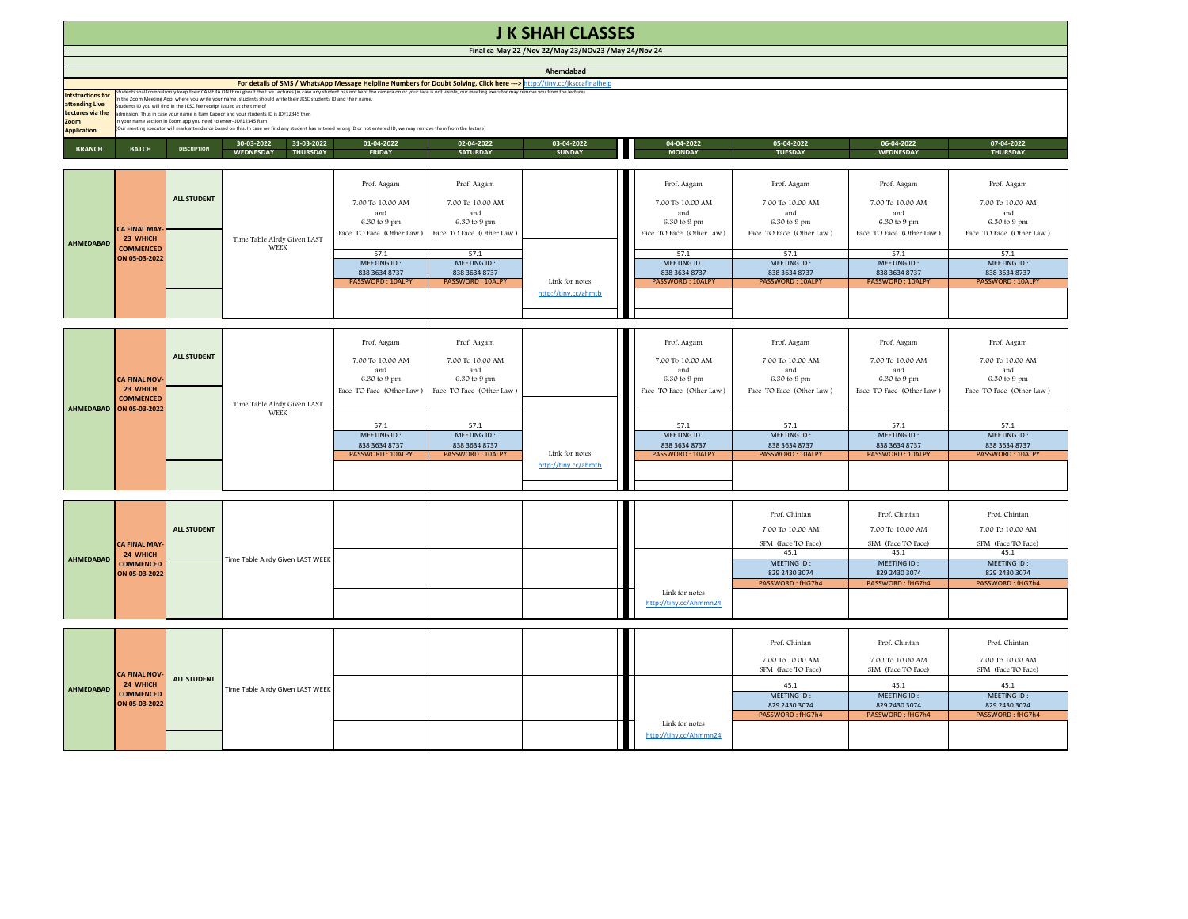# J K SHAH CLASSES

**Final ca May 22 /Nov 22/May 23/NOv23 /May 24/Nov 24**

**Ahemdabad**

**For details of SMS / WhatsApp Message Helpline Numbers for Doubt Solving, Click here --->** http://tiny.cc/jksccafinalhelp

**Intstructions for attending Live Lectures via the Zoom Application.**

Students shall compulsorily keep their CAMERA ON throughout the Live Lectures (in case any student has not kept the camera on or your face is not visible, our meeting executor may remove you from the lecture)
In the Zoom Meeting App, where you write your name, students should write their JKSC students ID and their name.
Students ID you will find in the JKSC fee receipt issued at the time of
admission. Thus in case your name is Ram Kapoor and your students ID is JDF12345 then
in your name section in Zoom app you need to enter- JDF12345 Ram
(Our meeting executor will mark attendance based on this. In case we find any student has entered wrong ID or not entered ID, we may remove them from the lecture)

| BRANCH | BATCH | DESCRIPTION | 30-03-2022 WEDNESDAY | 31-03-2022 THURSDAY | 01-04-2022 FRIDAY | 02-04-2022 SATURDAY | 03-04-2022 SUNDAY | 04-04-2022 MONDAY | 05-04-2022 TUESDAY | 06-04-2022 WEDNESDAY | 07-04-2022 THURSDAY |
|---|---|---|---|---|---|---|---|---|---|---|---|
| AHMEDABAD | CA FINAL MAY-23 WHICH COMMENCED ON 05-03-2022 | ALL STUDENT | Time Table Alrdy Given LAST WEEK | | Prof. Aagam 7.00 To 10.00 AM and 6.30 to 9 pm Face TO Face (Other Law ) 57.1 MEETING ID : 838 3634 8737 PASSWORD : 10ALPY | Prof. Aagam 7.00 To 10.00 AM and 6.30 to 9 pm Face TO Face (Other Law ) 57.1 MEETING ID : 838 3634 8737 PASSWORD : 10ALPY | Link for notes http://tiny.cc/ahmtb | Prof. Aagam 7.00 To 10.00 AM and 6.30 to 9 pm Face TO Face (Other Law ) 57.1 MEETING ID : 838 3634 8737 PASSWORD : 10ALPY | Prof. Aagam 7.00 To 10.00 AM and 6.30 to 9 pm Face TO Face (Other Law ) 57.1 MEETING ID : 838 3634 8737 PASSWORD : 10ALPY | Prof. Aagam 7.00 To 10.00 AM and 6.30 to 9 pm Face TO Face (Other Law ) 57.1 MEETING ID : 838 3634 8737 PASSWORD : 10ALPY | Prof. Aagam 7.00 To 10.00 AM and 6.30 to 9 pm Face TO Face (Other Law ) 57.1 MEETING ID : 838 3634 8737 PASSWORD : 10ALPY |
| AHMEDABAD | CA FINAL NOV-23 WHICH COMMENCED ON 05-03-2022 | ALL STUDENT | Time Table Alrdy Given LAST WEEK | | Prof. Aagam 7.00 To 10.00 AM and 6.30 to 9 pm Face TO Face (Other Law ) 57.1 MEETING ID : 838 3634 8737 PASSWORD : 10ALPY | Prof. Aagam 7.00 To 10.00 AM and 6.30 to 9 pm Face TO Face (Other Law ) 57.1 MEETING ID : 838 3634 8737 PASSWORD : 10ALPY | Link for notes http://tiny.cc/ahmtb | Prof. Aagam 7.00 To 10.00 AM and 6.30 to 9 pm Face TO Face (Other Law ) 57.1 MEETING ID : 838 3634 8737 PASSWORD : 10ALPY | Prof. Aagam 7.00 To 10.00 AM and 6.30 to 9 pm Face TO Face (Other Law ) 57.1 MEETING ID : 838 3634 8737 PASSWORD : 10ALPY | Prof. Aagam 7.00 To 10.00 AM and 6.30 to 9 pm Face TO Face (Other Law ) 57.1 MEETING ID : 838 3634 8737 PASSWORD : 10ALPY | Prof. Aagam 7.00 To 10.00 AM and 6.30 to 9 pm Face TO Face (Other Law ) 57.1 MEETING ID : 838 3634 8737 PASSWORD : 10ALPY |
| AHMEDABAD | CA FINAL MAY-24 WHICH COMMENCED ON 05-03-2022 | ALL STUDENT | Time Table Alrdy Given LAST WEEK | | | | | Link for notes http://tiny.cc/Ahmmn24 | Prof. Chintan 7.00 To 10.00 AM SFM (Face TO Face) 45.1 MEETING ID : 829 2430 3074 PASSWORD : fHG7h4 | Prof. Chintan 7.00 To 10.00 AM SFM (Face TO Face) 45.1 MEETING ID : 829 2430 3074 PASSWORD : fHG7h4 | Prof. Chintan 7.00 To 10.00 AM SFM (Face TO Face) 45.1 MEETING ID : 829 2430 3074 PASSWORD : fHG7h4 |
| AHMEDABAD | CA FINAL NOV-24 WHICH COMMENCED ON 05-03-2022 | ALL STUDENT | Time Table Alrdy Given LAST WEEK | | | | | Link for notes http://tiny.cc/Ahmmn24 | Prof. Chintan 7.00 To 10.00 AM SFM (Face TO Face) 45.1 MEETING ID : 829 2430 3074 PASSWORD : fHG7h4 | Prof. Chintan 7.00 To 10.00 AM SFM (Face TO Face) 45.1 MEETING ID : 829 2430 3074 PASSWORD : fHG7h4 | Prof. Chintan 7.00 To 10.00 AM SFM (Face TO Face) 45.1 MEETING ID : 829 2430 3074 PASSWORD : fHG7h4 |